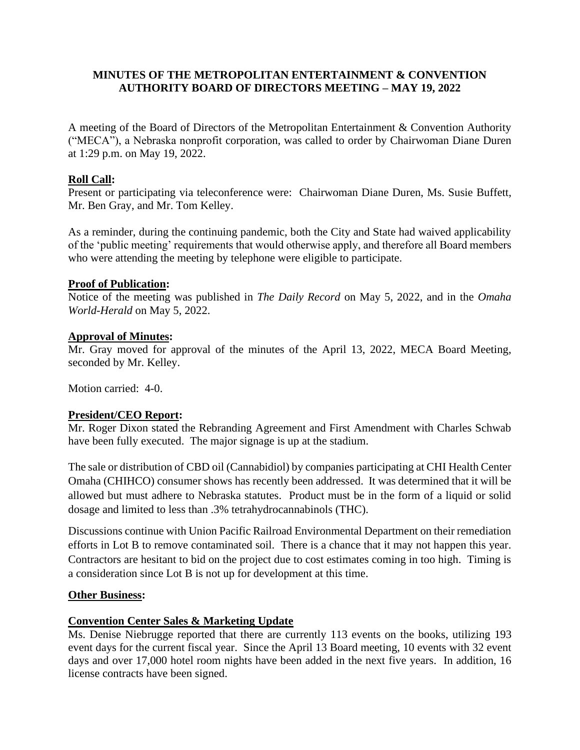# MINUTES OF THE METROPOLITAN ENTERTAINMENT & CONVENTION AUTHORITY BOARD OF DIRECTORS MEETING – MAY 19, 2022

A meeting of the Board of Directors of the Metropolitan Entertainment & Convention Authority ("MECA"), a Nebraska nonprofit corporation, was called to order by Chairwoman Diane Duren at 1:29 p.m. on May 19, 2022.

**Roll Call:**

Present or participating via teleconference were: Chairwoman Diane Duren, Ms. Susie Buffett, Mr. Ben Gray, and Mr. Tom Kelley.

As a reminder, during the continuing pandemic, both the City and State had waived applicability of the 'public meeting' requirements that would otherwise apply, and therefore all Board members who were attending the meeting by telephone were eligible to participate.

**Proof of Publication:**

Notice of the meeting was published in *The Daily Record* on May 5, 2022, and in the *Omaha World-Herald* on May 5, 2022.

**Approval of Minutes:**

Mr. Gray moved for approval of the minutes of the April 13, 2022, MECA Board Meeting, seconded by Mr. Kelley.

Motion carried: 4-0.

**President/CEO Report:**

Mr. Roger Dixon stated the Rebranding Agreement and First Amendment with Charles Schwab have been fully executed. The major signage is up at the stadium.

The sale or distribution of CBD oil (Cannabidiol) by companies participating at CHI Health Center Omaha (CHIHCO) consumer shows has recently been addressed. It was determined that it will be allowed but must adhere to Nebraska statutes. Product must be in the form of a liquid or solid dosage and limited to less than .3% tetrahydrocannabinols (THC).

Discussions continue with Union Pacific Railroad Environmental Department on their remediation efforts in Lot B to remove contaminated soil. There is a chance that it may not happen this year. Contractors are hesitant to bid on the project due to cost estimates coming in too high. Timing is a consideration since Lot B is not up for development at this time.

**Other Business:**

**Convention Center Sales & Marketing Update**

Ms. Denise Niebrugge reported that there are currently 113 events on the books, utilizing 193 event days for the current fiscal year. Since the April 13 Board meeting, 10 events with 32 event days and over 17,000 hotel room nights have been added in the next five years. In addition, 16 license contracts have been signed.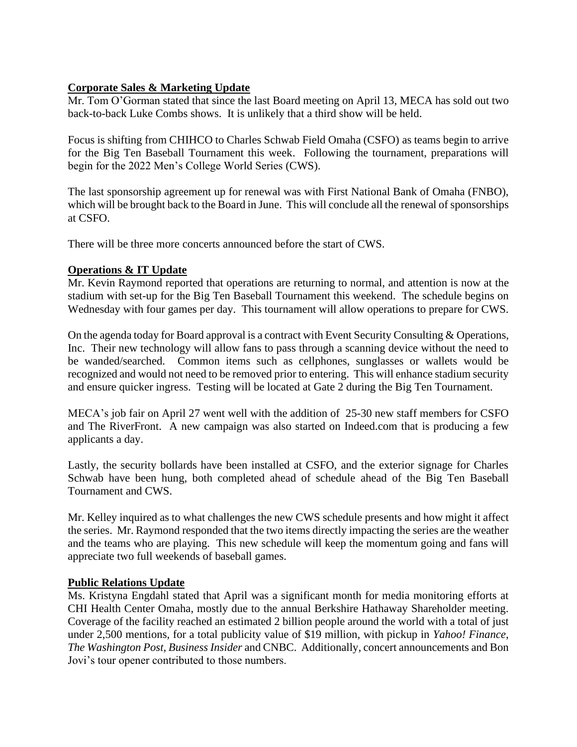**Corporate Sales & Marketing Update**

Mr. Tom O'Gorman stated that since the last Board meeting on April 13, MECA has sold out two back-to-back Luke Combs shows. It is unlikely that a third show will be held.

Focus is shifting from CHIHCO to Charles Schwab Field Omaha (CSFO) as teams begin to arrive for the Big Ten Baseball Tournament this week. Following the tournament, preparations will begin for the 2022 Men's College World Series (CWS).

The last sponsorship agreement up for renewal was with First National Bank of Omaha (FNBO), which will be brought back to the Board in June. This will conclude all the renewal of sponsorships at CSFO.

There will be three more concerts announced before the start of CWS.

**Operations & IT Update**

Mr. Kevin Raymond reported that operations are returning to normal, and attention is now at the stadium with set-up for the Big Ten Baseball Tournament this weekend. The schedule begins on Wednesday with four games per day. This tournament will allow operations to prepare for CWS.

On the agenda today for Board approval is a contract with Event Security Consulting & Operations, Inc. Their new technology will allow fans to pass through a scanning device without the need to be wanded/searched. Common items such as cellphones, sunglasses or wallets would be recognized and would not need to be removed prior to entering. This will enhance stadium security and ensure quicker ingress. Testing will be located at Gate 2 during the Big Ten Tournament.

MECA's job fair on April 27 went well with the addition of 25-30 new staff members for CSFO and The RiverFront. A new campaign was also started on Indeed.com that is producing a few applicants a day.

Lastly, the security bollards have been installed at CSFO, and the exterior signage for Charles Schwab have been hung, both completed ahead of schedule ahead of the Big Ten Baseball Tournament and CWS.

Mr. Kelley inquired as to what challenges the new CWS schedule presents and how might it affect the series. Mr. Raymond responded that the two items directly impacting the series are the weather and the teams who are playing. This new schedule will keep the momentum going and fans will appreciate two full weekends of baseball games.

**Public Relations Update**

Ms. Kristyna Engdahl stated that April was a significant month for media monitoring efforts at CHI Health Center Omaha, mostly due to the annual Berkshire Hathaway Shareholder meeting. Coverage of the facility reached an estimated 2 billion people around the world with a total of just under 2,500 mentions, for a total publicity value of $19 million, with pickup in *Yahoo! Finance*, *The Washington Post*, *Business Insider* and CNBC. Additionally, concert announcements and Bon Jovi's tour opener contributed to those numbers.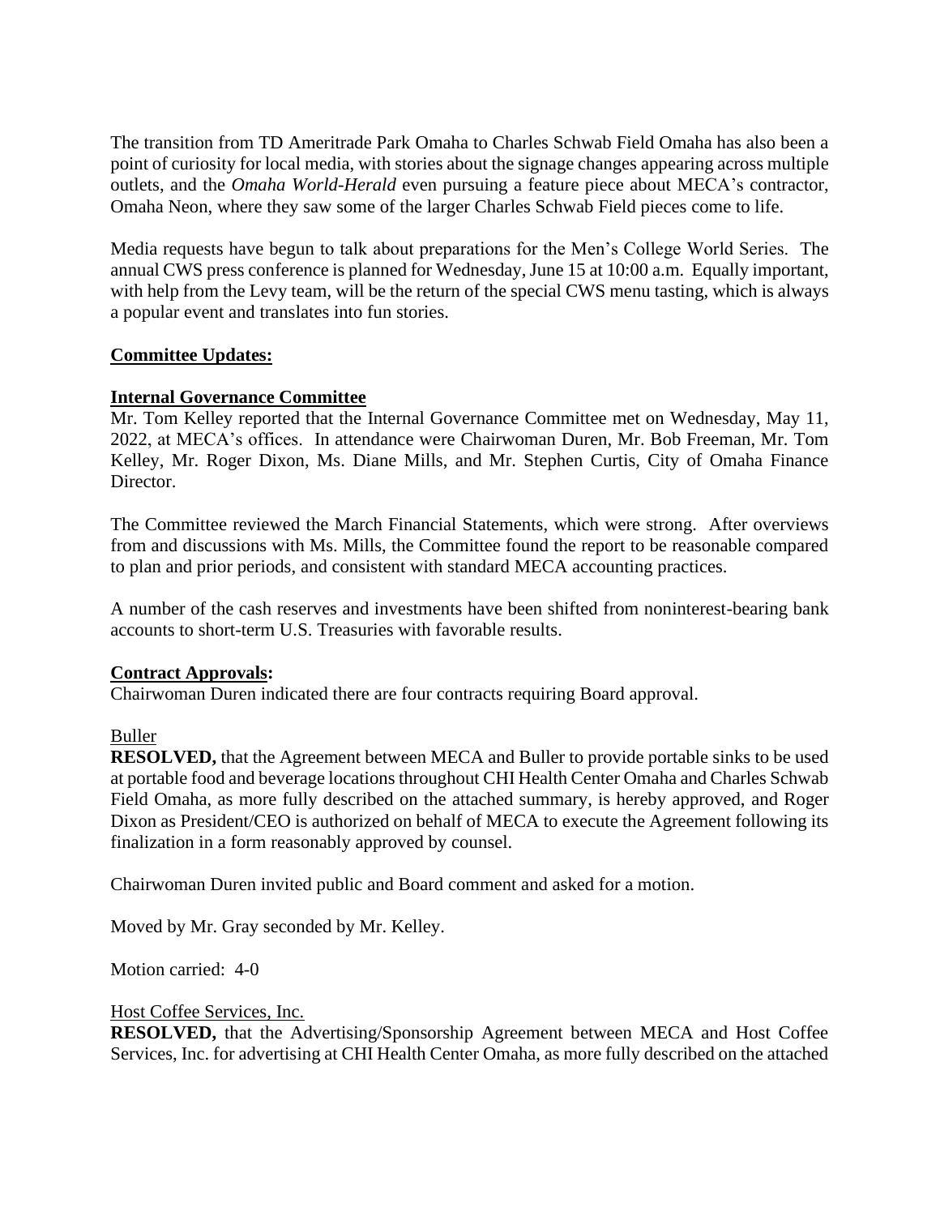The transition from TD Ameritrade Park Omaha to Charles Schwab Field Omaha has also been a point of curiosity for local media, with stories about the signage changes appearing across multiple outlets, and the *Omaha World-Herald* even pursuing a feature piece about MECA's contractor, Omaha Neon, where they saw some of the larger Charles Schwab Field pieces come to life.

Media requests have begun to talk about preparations for the Men's College World Series. The annual CWS press conference is planned for Wednesday, June 15 at 10:00 a.m. Equally important, with help from the Levy team, will be the return of the special CWS menu tasting, which is always a popular event and translates into fun stories.

**Committee Updates:**

**Internal Governance Committee**

Mr. Tom Kelley reported that the Internal Governance Committee met on Wednesday, May 11, 2022, at MECA's offices. In attendance were Chairwoman Duren, Mr. Bob Freeman, Mr. Tom Kelley, Mr. Roger Dixon, Ms. Diane Mills, and Mr. Stephen Curtis, City of Omaha Finance Director.

The Committee reviewed the March Financial Statements, which were strong. After overviews from and discussions with Ms. Mills, the Committee found the report to be reasonable compared to plan and prior periods, and consistent with standard MECA accounting practices.

A number of the cash reserves and investments have been shifted from noninterest-bearing bank accounts to short-term U.S. Treasuries with favorable results.

**Contract Approvals:**

Chairwoman Duren indicated there are four contracts requiring Board approval.

Buller

**RESOLVED,** that the Agreement between MECA and Buller to provide portable sinks to be used at portable food and beverage locations throughout CHI Health Center Omaha and Charles Schwab Field Omaha, as more fully described on the attached summary, is hereby approved, and Roger Dixon as President/CEO is authorized on behalf of MECA to execute the Agreement following its finalization in a form reasonably approved by counsel.

Chairwoman Duren invited public and Board comment and asked for a motion.

Moved by Mr. Gray seconded by Mr. Kelley.

Motion carried: 4-0

Host Coffee Services, Inc.

**RESOLVED,** that the Advertising/Sponsorship Agreement between MECA and Host Coffee Services, Inc. for advertising at CHI Health Center Omaha, as more fully described on the attached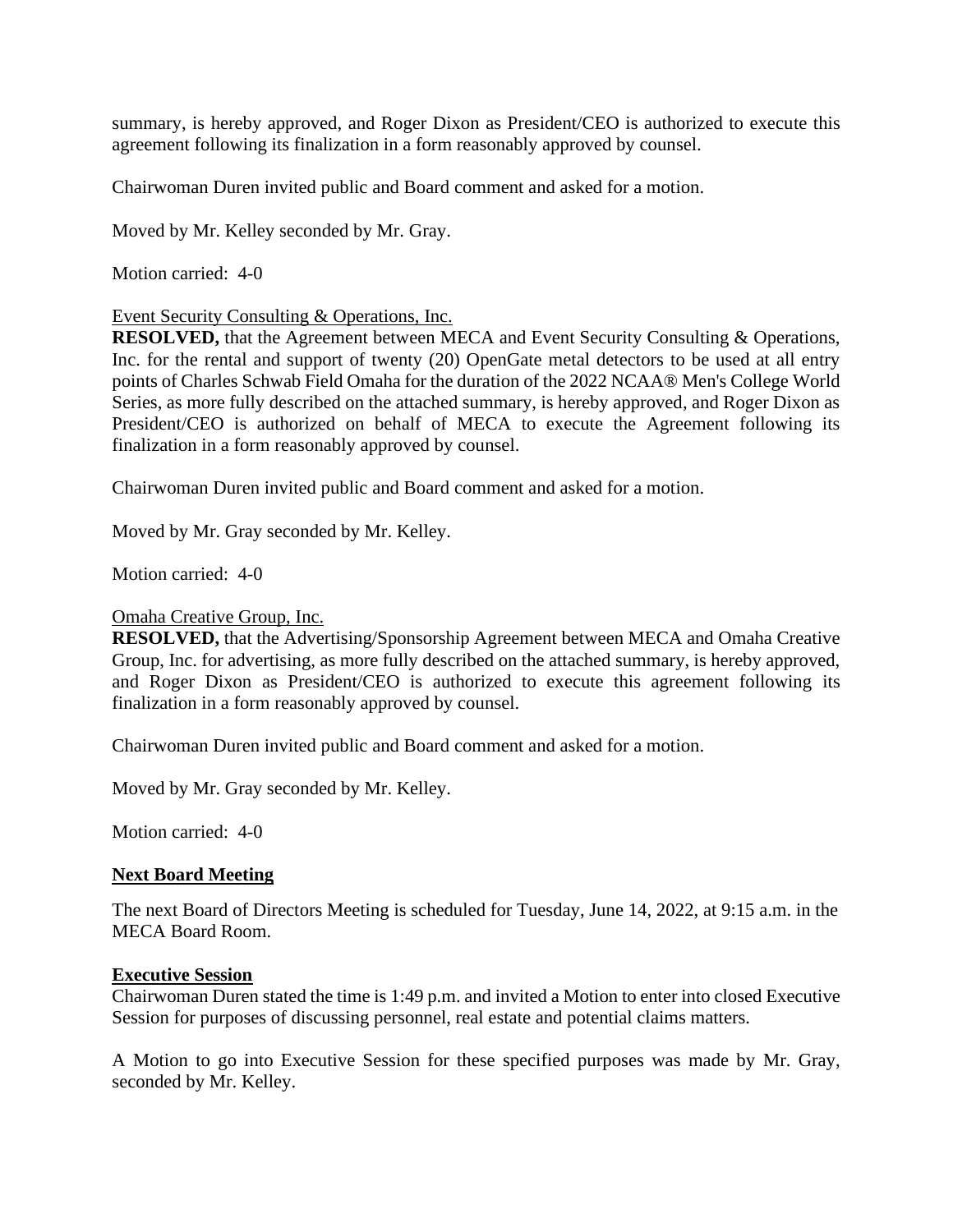summary, is hereby approved, and Roger Dixon as President/CEO is authorized to execute this agreement following its finalization in a form reasonably approved by counsel.

Chairwoman Duren invited public and Board comment and asked for a motion.

Moved by Mr. Kelley seconded by Mr. Gray.

Motion carried: 4-0

<u>Event Security Consulting & Operations, Inc.</u>

**RESOLVED,** that the Agreement between MECA and Event Security Consulting & Operations, Inc. for the rental and support of twenty (20) OpenGate metal detectors to be used at all entry points of Charles Schwab Field Omaha for the duration of the 2022 NCAA® Men's College World Series, as more fully described on the attached summary, is hereby approved, and Roger Dixon as President/CEO is authorized on behalf of MECA to execute the Agreement following its finalization in a form reasonably approved by counsel.

Chairwoman Duren invited public and Board comment and asked for a motion.

Moved by Mr. Gray seconded by Mr. Kelley.

Motion carried: 4-0

<u>Omaha Creative Group, Inc.</u>

**RESOLVED,** that the Advertising/Sponsorship Agreement between MECA and Omaha Creative Group, Inc. for advertising, as more fully described on the attached summary, is hereby approved, and Roger Dixon as President/CEO is authorized to execute this agreement following its finalization in a form reasonably approved by counsel.

Chairwoman Duren invited public and Board comment and asked for a motion.

Moved by Mr. Gray seconded by Mr. Kelley.

Motion carried: 4-0

## Next Board Meeting

The next Board of Directors Meeting is scheduled for Tuesday, June 14, 2022, at 9:15 a.m. in the MECA Board Room.

## Executive Session

Chairwoman Duren stated the time is 1:49 p.m. and invited a Motion to enter into closed Executive Session for purposes of discussing personnel, real estate and potential claims matters.

A Motion to go into Executive Session for these specified purposes was made by Mr. Gray, seconded by Mr. Kelley.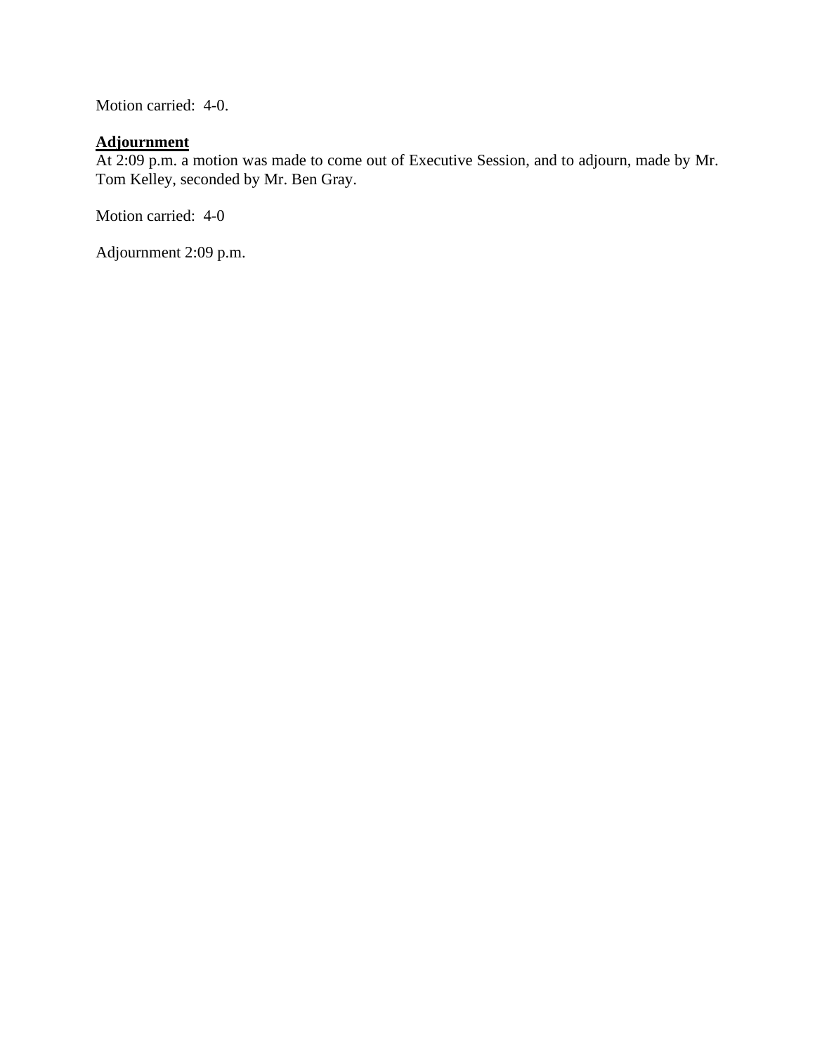Motion carried:  4-0.

**Adjournment**

At 2:09 p.m. a motion was made to come out of Executive Session, and to adjourn, made by Mr. Tom Kelley, seconded by Mr. Ben Gray.

Motion carried:  4-0

Adjournment 2:09 p.m.